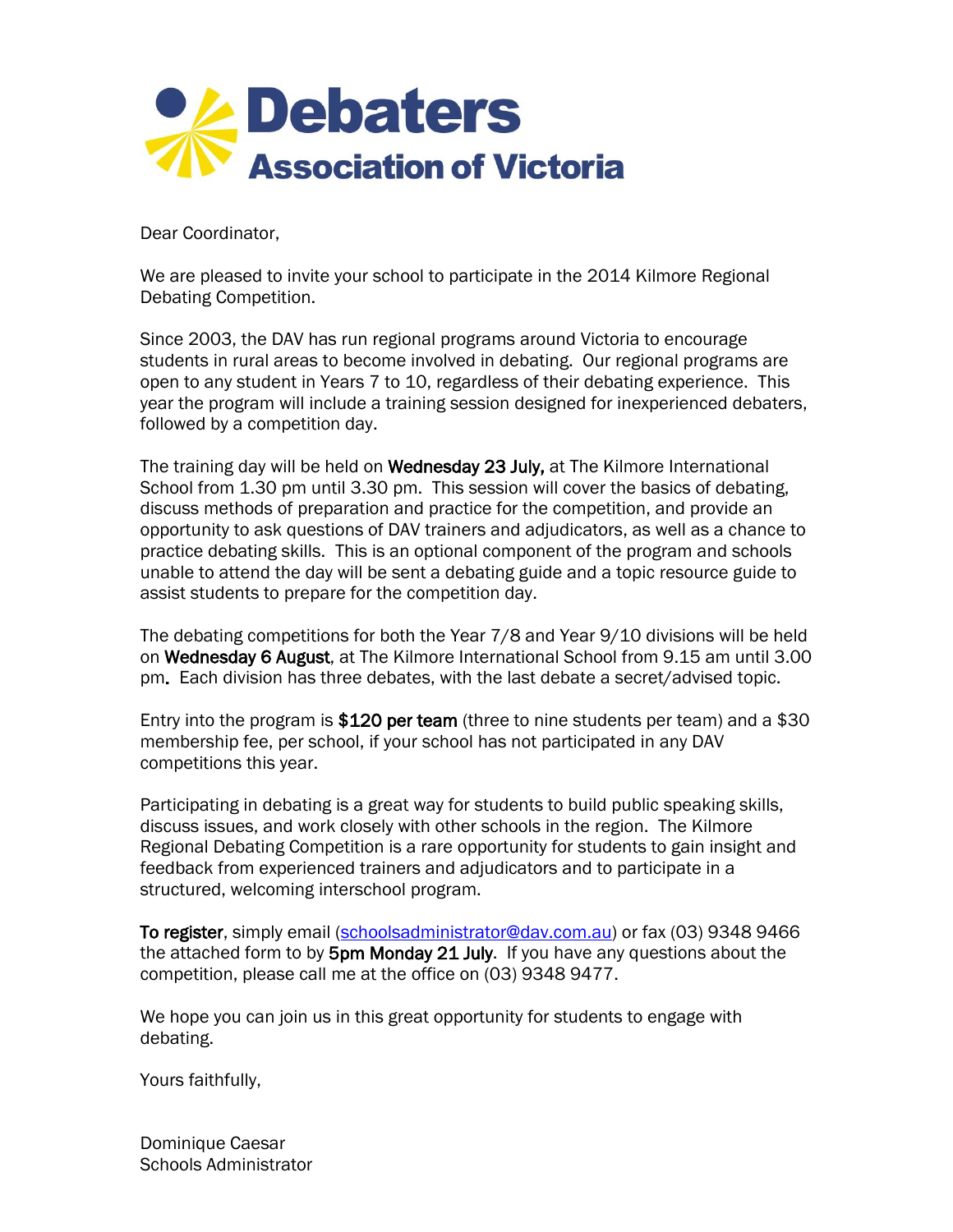# Debaters Association of Victoria

Dear Coordinator,

We are pleased to invite your school to participate in the 2014 Kilmore Regional Debating Competition.

Since 2003, the DAV has run regional programs around Victoria to encourage students in rural areas to become involved in debating. Our regional programs are open to any student in Years 7 to 10, regardless of their debating experience. This year the program will include a training session designed for inexperienced debaters, followed by a competition day.

The training day will be held on **Wednesday 23 July,** at The Kilmore International School from 1.30 pm until 3.30 pm. This session will cover the basics of debating, discuss methods of preparation and practice for the competition, and provide an opportunity to ask questions of DAV trainers and adjudicators, as well as a chance to practice debating skills. This is an optional component of the program and schools unable to attend the day will be sent a debating guide and a topic resource guide to assist students to prepare for the competition day.

The debating competitions for both the Year 7/8 and Year 9/10 divisions will be held on **Wednesday 6 August**, at The Kilmore International School from 9.15 am until 3.00 pm. Each division has three debates, with the last debate a secret/advised topic.

Entry into the program is **$120 per team** (three to nine students per team) and a $30 membership fee, per school, if your school has not participated in any DAV competitions this year.

Participating in debating is a great way for students to build public speaking skills, discuss issues, and work closely with other schools in the region. The Kilmore Regional Debating Competition is a rare opportunity for students to gain insight and feedback from experienced trainers and adjudicators and to participate in a structured, welcoming interschool program.

**To register**, simply email (schoolsadministrator@dav.com.au) or fax (03) 9348 9466 the attached form to by **5pm Monday 21 July**. If you have any questions about the competition, please call me at the office on (03) 9348 9477.

We hope you can join us in this great opportunity for students to engage with debating.

Yours faithfully,

Dominique Caesar
Schools Administrator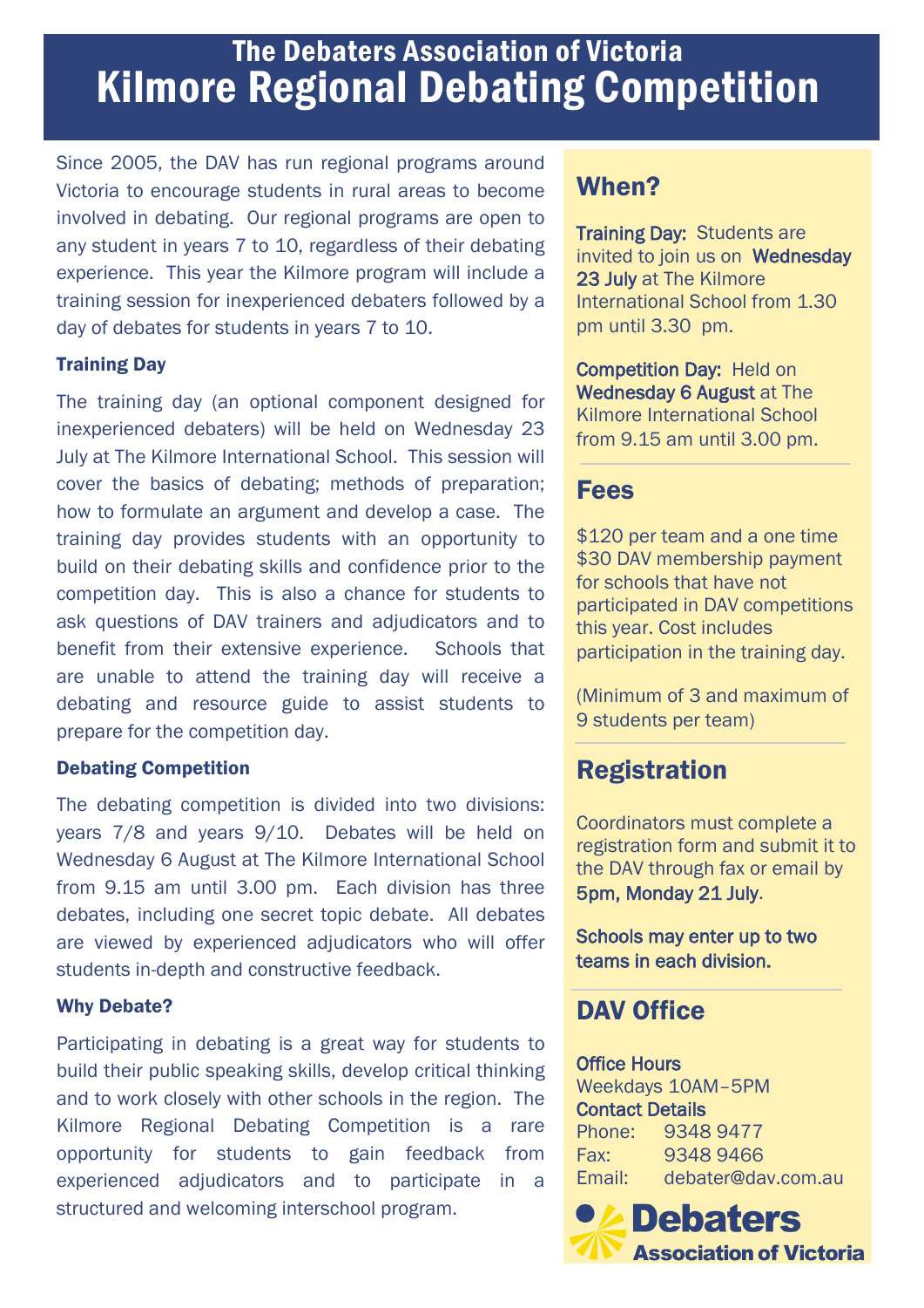# The Debaters Association of Victoria

# Kilmore Regional Debating Competition

Since 2005, the DAV has run regional programs around Victoria to encourage students in rural areas to become involved in debating. Our regional programs are open to any student in years 7 to 10, regardless of their debating experience. This year the Kilmore program will include a training session for inexperienced debaters followed by a day of debates for students in years 7 to 10.

### Training Day

The training day (an optional component designed for inexperienced debaters) will be held on Wednesday 23 July at The Kilmore International School. This session will cover the basics of debating; methods of preparation; how to formulate an argument and develop a case. The training day provides students with an opportunity to build on their debating skills and confidence prior to the competition day. This is also a chance for students to ask questions of DAV trainers and adjudicators and to benefit from their extensive experience. Schools that are unable to attend the training day will receive a debating and resource guide to assist students to prepare for the competition day.

### Debating Competition

The debating competition is divided into two divisions: years 7/8 and years 9/10. Debates will be held on Wednesday 6 August at The Kilmore International School from 9.15 am until 3.00 pm. Each division has three debates, including one secret topic debate. All debates are viewed by experienced adjudicators who will offer students in-depth and constructive feedback.

### Why Debate?

Participating in debating is a great way for students to build their public speaking skills, develop critical thinking and to work closely with other schools in the region. The Kilmore Regional Debating Competition is a rare opportunity for students to gain feedback from experienced adjudicators and to participate in a structured and welcoming interschool program.

## When?

**Training Day:** Students are invited to join us on **Wednesday 23 July** at The Kilmore International School from 1.30 pm until 3.30 pm.

**Competition Day:** Held on **Wednesday 6 August** at The Kilmore International School from 9.15 am until 3.00 pm.

## Fees

$120 per team and a one time $30 DAV membership payment for schools that have not participated in DAV competitions this year. Cost includes participation in the training day.

(Minimum of 3 and maximum of 9 students per team)

## Registration

Coordinators must complete a registration form and submit it to the DAV through fax or email by **5pm, Monday 21 July**.

**Schools may enter up to two teams in each division.**

## DAV Office

**Office Hours**
Weekdays 10AM–5PM

**Contact Details**
Phone: 9348 9477
Fax: 9348 9466
Email: debater@dav.com.au

Debaters Association of Victoria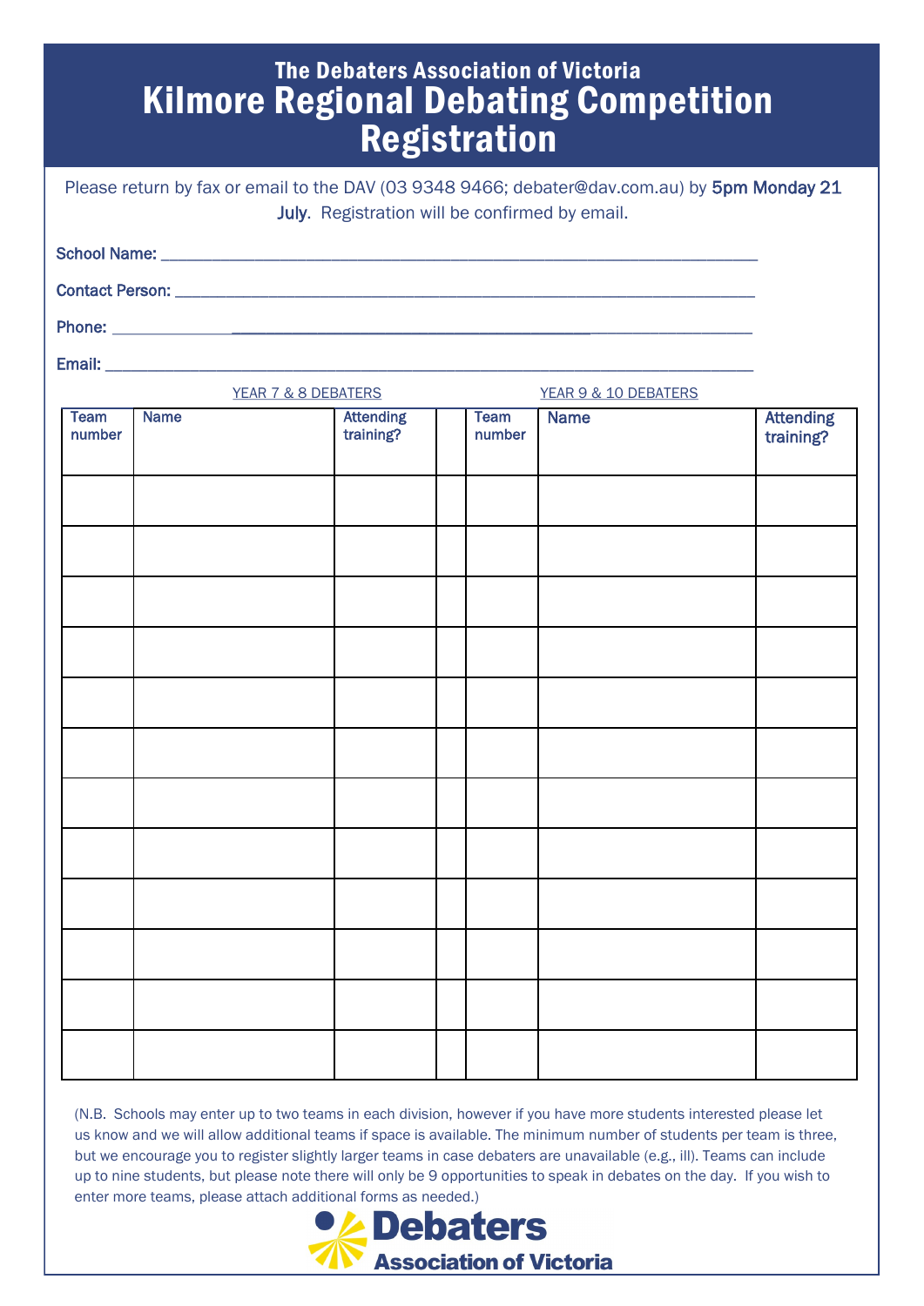# The Debaters Association of Victoria
# Kilmore Regional Debating Competition Registration

Please return by fax or email to the DAV (03 9348 9466; debater@dav.com.au) by **5pm Monday 21 July**. Registration will be confirmed by email.

School Name: ______________________________________________

Contact Person: ______________________________________________

Phone: ______________________________________________

Email: ______________________________________________

| YEAR 7 & 8 DEBATERS | | | | YEAR 9 & 10 DEBATERS | | |
|---|---|---|---|---|---|---|
| Team number | Name | Attending training? | | Team number | Name | Attending training? |
| | | | | | | |
| | | | | | | |
| | | | | | | |
| | | | | | | |
| | | | | | | |
| | | | | | | |
| | | | | | | |
| | | | | | | |
| | | | | | | |
| | | | | | | |
| | | | | | | |
| | | | | | | |

(N.B. Schools may enter up to two teams in each division, however if you have more students interested please let us know and we will allow additional teams if space is available. The minimum number of students per team is three, but we encourage you to register slightly larger teams in case debaters are unavailable (e.g., ill). Teams can include up to nine students, but please note there will only be 9 opportunities to speak in debates on the day. If you wish to enter more teams, please attach additional forms as needed.)

Debaters Association of Victoria